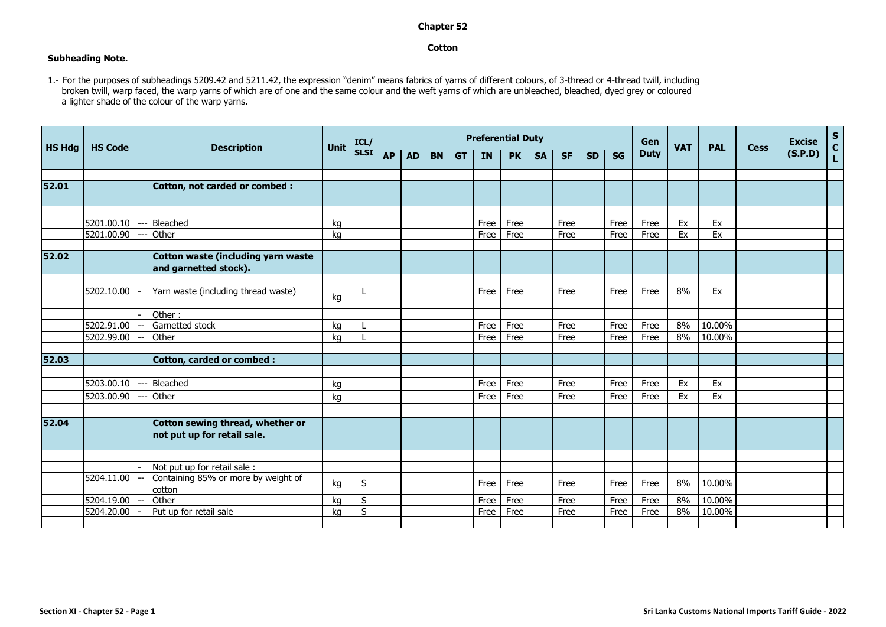# Chapter 52

## Cotton

**Subheading Note.**

1.- For the purposes of subheadings 5209.42 and 5211.42, the expression "denim" means fabrics of yarns of different colours, of 3-thread or 4-thread twill, including broken twill, warp faced, the warp yarns of which are of one and the same colour and the weft yarns of which are unbleached, bleached, dyed grey or coloured a lighter shade of the colour of the warp yarns.

| HS Hdg | HS Code | | Description | Unit | ICL/ SLSI | Preferential Duty | | | | | | | | | | Gen Duty | VAT | PAL | Cess | Excise (S.P.D) | SCL |
|---|---|---|---|---|---|---|---|---|---|---|---|---|---|---|---|---|---|---|---|---|---|
| | | | | | | AP | AD | BN | GT | IN | PK | SA | SF | SD | SG | | | | | | |
| **52.01** | | | **Cotton, not carded or combed :** | | | | | | | | | | | | | | | | | | |
| | 5201.00.10 | --- | Bleached | kg | | | | | | Free | Free | | Free | | Free | Free | Ex | Ex | | | |
| | 5201.00.90 | --- | Other | kg | | | | | | Free | Free | | Free | | Free | Free | Ex | Ex | | | |
| **52.02** | | | **Cotton waste (including yarn waste and garnetted stock).** | | | | | | | | | | | | | | | | | | |
| | 5202.10.00 | - | Yarn waste (including thread waste) | kg | L | | | | | Free | Free | | Free | | Free | Free | 8% | Ex | | | |
| | | - | Other : | | | | | | | | | | | | | | | | | | |
| | 5202.91.00 | -- | Garnetted stock | kg | L | | | | | Free | Free | | Free | | Free | Free | 8% | 10.00% | | | |
| | 5202.99.00 | -- | Other | kg | L | | | | | Free | Free | | Free | | Free | Free | 8% | 10.00% | | | |
| **52.03** | | | **Cotton, carded or combed :** | | | | | | | | | | | | | | | | | | |
| | 5203.00.10 | --- | Bleached | kg | | | | | | Free | Free | | Free | | Free | Free | Ex | Ex | | | |
| | 5203.00.90 | --- | Other | kg | | | | | | Free | Free | | Free | | Free | Free | Ex | Ex | | | |
| **52.04** | | | **Cotton sewing thread, whether or not put up for retail sale.** | | | | | | | | | | | | | | | | | | |
| | | - | Not put up for retail sale : | | | | | | | | | | | | | | | | | | |
| | 5204.11.00 | -- | Containing 85% or more by weight of cotton | kg | S | | | | | Free | Free | | Free | | Free | Free | 8% | 10.00% | | | |
| | 5204.19.00 | -- | Other | kg | S | | | | | Free | Free | | Free | | Free | Free | 8% | 10.00% | | | |
| | 5204.20.00 | - | Put up for retail sale | kg | S | | | | | Free | Free | | Free | | Free | Free | 8% | 10.00% | | | |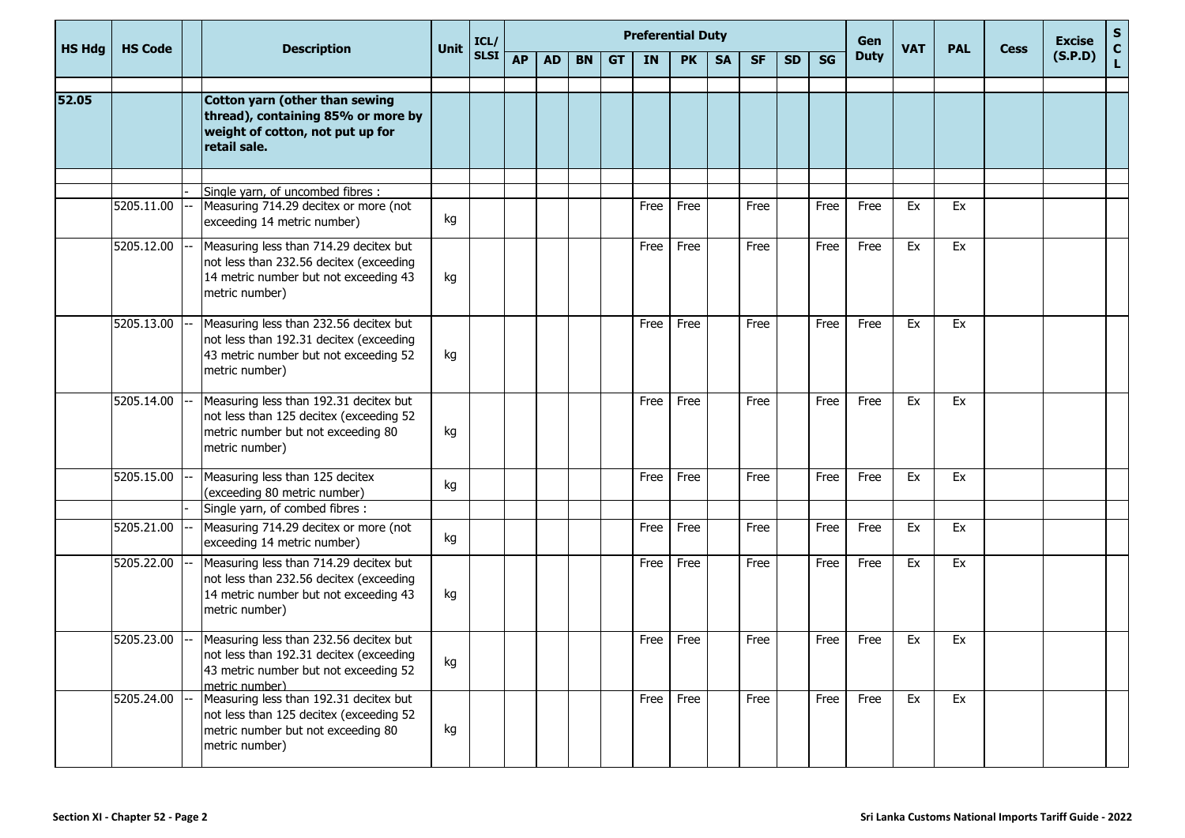| HS Hdg | HS Code | | Description | Unit | ICL/ SLSI | Preferential Duty | | | | | | | | | | Gen Duty | VAT | PAL | Cess | Excise (S.P.D) | S C L |
|---|---|---|---|---|---|---|---|---|---|---|---|---|---|---|---|---|---|---|---|---|---|
| | | | | | | AP | AD | BN | GT | IN | PK | SA | SF | SD | SG | | | | | | |
| 52.05 | | | **Cotton yarn (other than sewing thread), containing 85% or more by weight of cotton, not put up for retail sale.** | | | | | | | | | | | | | | | | | | |
| | | - | Single yarn, of uncombed fibres : | | | | | | | | | | | | | | | | | | |
| | 5205.11.00 | -- | Measuring 714.29 decitex or more (not exceeding 14 metric number) | kg | | | | | | Free | Free | | Free | | Free | Free | Ex | Ex | | | |
| | 5205.12.00 | -- | Measuring less than 714.29 decitex but not less than 232.56 decitex (exceeding 14 metric number but not exceeding 43 metric number) | kg | | | | | | Free | Free | | Free | | Free | Free | Ex | Ex | | | |
| | 5205.13.00 | -- | Measuring less than 232.56 decitex but not less than 192.31 decitex (exceeding 43 metric number but not exceeding 52 metric number) | kg | | | | | | Free | Free | | Free | | Free | Free | Ex | Ex | | | |
| | 5205.14.00 | -- | Measuring less than 192.31 decitex but not less than 125 decitex (exceeding 52 metric number but not exceeding 80 metric number) | kg | | | | | | Free | Free | | Free | | Free | Free | Ex | Ex | | | |
| | 5205.15.00 | -- | Measuring less than 125 decitex (exceeding 80 metric number) | kg | | | | | | Free | Free | | Free | | Free | Free | Ex | Ex | | | |
| | | - | Single yarn, of combed fibres : | | | | | | | | | | | | | | | | | | |
| | 5205.21.00 | -- | Measuring 714.29 decitex or more (not exceeding 14 metric number) | kg | | | | | | Free | Free | | Free | | Free | Free | Ex | Ex | | | |
| | 5205.22.00 | -- | Measuring less than 714.29 decitex but not less than 232.56 decitex (exceeding 14 metric number but not exceeding 43 metric number) | kg | | | | | | Free | Free | | Free | | Free | Free | Ex | Ex | | | |
| | 5205.23.00 | -- | Measuring less than 232.56 decitex but not less than 192.31 decitex (exceeding 43 metric number but not exceeding 52 metric number) | kg | | | | | | Free | Free | | Free | | Free | Free | Ex | Ex | | | |
| | 5205.24.00 | -- | Measuring less than 192.31 decitex but not less than 125 decitex (exceeding 52 metric number but not exceeding 80 metric number) | kg | | | | | | Free | Free | | Free | | Free | Free | Ex | Ex | | | |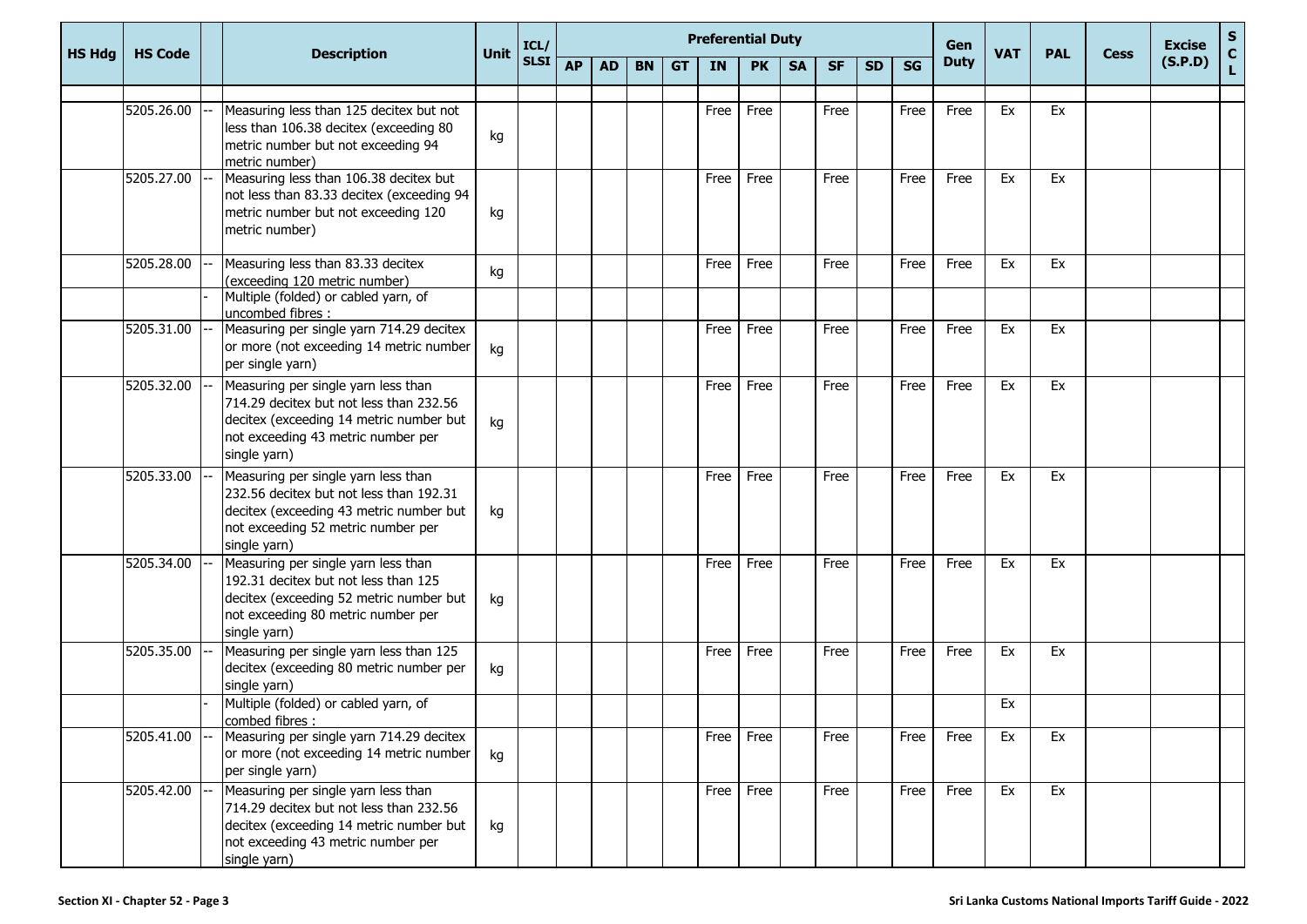| HS Hdg | HS Code | | Description | Unit | ICL/ SLSI | Preferential Duty | | | | | | | | | | Gen Duty | VAT | PAL | Cess | Excise (S.P.D) | S C L |
|---|---|---|---|---|---|---|---|---|---|---|---|---|---|---|---|---|---|---|---|---|---|
| | | | | | | AP | AD | BN | GT | IN | PK | SA | SF | SD | SG | | | | | | |
| | | | | | | | | | | | | | | | | | | | | | |
| | 5205.26.00 | -- | Measuring less than 125 decitex but not less than 106.38 decitex (exceeding 80 metric number but not exceeding 94 metric number) | kg | | | | | | Free | Free | | Free | | Free | Free | Ex | Ex | | | |
| | 5205.27.00 | -- | Measuring less than 106.38 decitex but not less than 83.33 decitex (exceeding 94 metric number but not exceeding 120 metric number) | kg | | | | | | Free | Free | | Free | | Free | Free | Ex | Ex | | | |
| | 5205.28.00 | -- | Measuring less than 83.33 decitex (exceeding 120 metric number) | kg | | | | | | Free | Free | | Free | | Free | Free | Ex | Ex | | | |
| | | - | Multiple (folded) or cabled yarn, of uncombed fibres : | | | | | | | | | | | | | | | | | | |
| | 5205.31.00 | -- | Measuring per single yarn 714.29 decitex or more (not exceeding 14 metric number per single yarn) | kg | | | | | | Free | Free | | Free | | Free | Free | Ex | Ex | | | |
| | 5205.32.00 | -- | Measuring per single yarn less than 714.29 decitex but not less than 232.56 decitex (exceeding 14 metric number but not exceeding 43 metric number per single yarn) | kg | | | | | | Free | Free | | Free | | Free | Free | Ex | Ex | | | |
| | 5205.33.00 | -- | Measuring per single yarn less than 232.56 decitex but not less than 192.31 decitex (exceeding 43 metric number but not exceeding 52 metric number per single yarn) | kg | | | | | | Free | Free | | Free | | Free | Free | Ex | Ex | | | |
| | 5205.34.00 | -- | Measuring per single yarn less than 192.31 decitex but not less than 125 decitex (exceeding 52 metric number but not exceeding 80 metric number per single yarn) | kg | | | | | | Free | Free | | Free | | Free | Free | Ex | Ex | | | |
| | 5205.35.00 | -- | Measuring per single yarn less than 125 decitex (exceeding 80 metric number per single yarn) | kg | | | | | | Free | Free | | Free | | Free | Free | Ex | Ex | | | |
| | | - | Multiple (folded) or cabled yarn, of combed fibres : | | | | | | | | | | | | | | Ex | | | | |
| | 5205.41.00 | -- | Measuring per single yarn 714.29 decitex or more (not exceeding 14 metric number per single yarn) | kg | | | | | | Free | Free | | Free | | Free | Free | Ex | Ex | | | |
| | 5205.42.00 | -- | Measuring per single yarn less than 714.29 decitex but not less than 232.56 decitex (exceeding 14 metric number but not exceeding 43 metric number per single yarn) | kg | | | | | | Free | Free | | Free | | Free | Free | Ex | Ex | | | |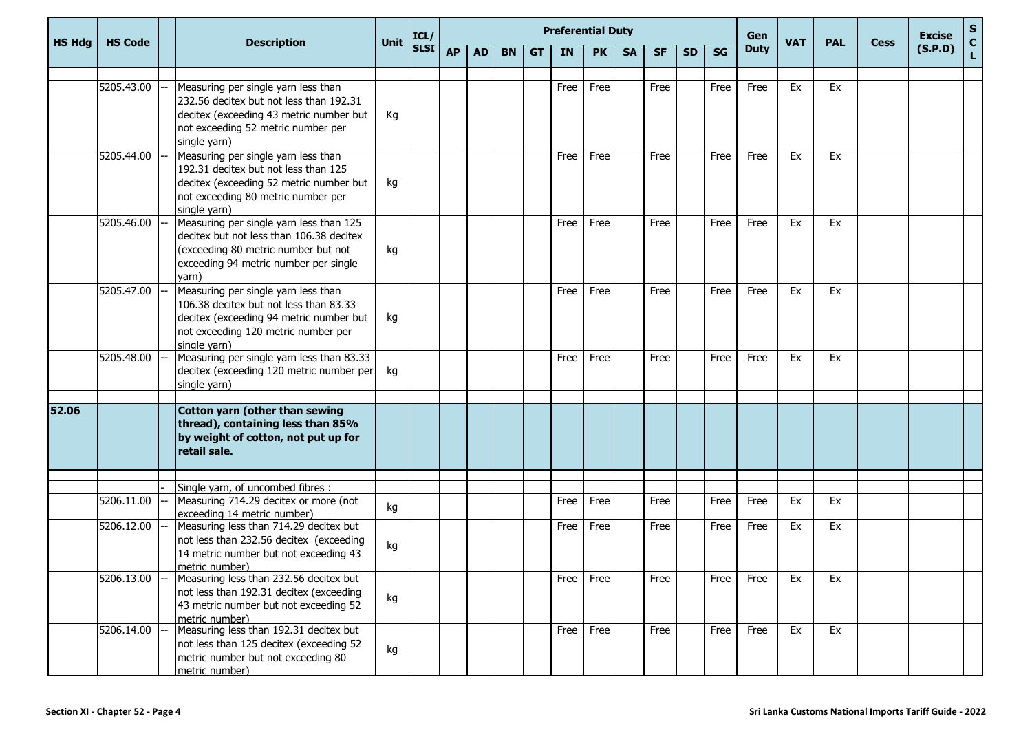| HS Hdg | HS Code | | Description | Unit | ICL/ SLSI | Preferential Duty | | | | | | | | | | Gen Duty | VAT | PAL | Cess | Excise (S.P.D) | S C L |
|---|---|---|---|---|---|---|---|---|---|---|---|---|---|---|---|---|---|---|---|---|---|
| | | | | | | AP | AD | BN | GT | IN | PK | SA | SF | SD | SG | | | | | | |
| | 5205.43.00 | -- | Measuring per single yarn less than 232.56 decitex but not less than 192.31 decitex (exceeding 43 metric number but not exceeding 52 metric number per single yarn) | Kg | | | | | | Free | Free | | Free | | Free | Free | Ex | Ex | | | |
| | 5205.44.00 | -- | Measuring per single yarn less than 192.31 decitex but not less than 125 decitex (exceeding 52 metric number but not exceeding 80 metric number per single yarn) | kg | | | | | | Free | Free | | Free | | Free | Free | Ex | Ex | | | |
| | 5205.46.00 | -- | Measuring per single yarn less than 125 decitex but not less than 106.38 decitex (exceeding 80 metric number but not exceeding 94 metric number per single yarn) | kg | | | | | | Free | Free | | Free | | Free | Free | Ex | Ex | | | |
| | 5205.47.00 | -- | Measuring per single yarn less than 106.38 decitex but not less than 83.33 decitex (exceeding 94 metric number but not exceeding 120 metric number per single yarn) | kg | | | | | | Free | Free | | Free | | Free | Free | Ex | Ex | | | |
| | 5205.48.00 | -- | Measuring per single yarn less than 83.33 decitex (exceeding 120 metric number per single yarn) | kg | | | | | | Free | Free | | Free | | Free | Free | Ex | Ex | | | |
| **52.06** | | | **Cotton yarn (other than sewing thread), containing less than 85% by weight of cotton, not put up for retail sale.** | | | | | | | | | | | | | | | | | | |
| | | - | Single yarn, of uncombed fibres : | | | | | | | | | | | | | | | | | | |
| | 5206.11.00 | -- | Measuring 714.29 decitex or more (not exceeding 14 metric number) | kg | | | | | | Free | Free | | Free | | Free | Free | Ex | Ex | | | |
| | 5206.12.00 | -- | Measuring less than 714.29 decitex but not less than 232.56 decitex (exceeding 14 metric number but not exceeding 43 metric number) | kg | | | | | | Free | Free | | Free | | Free | Free | Ex | Ex | | | |
| | 5206.13.00 | -- | Measuring less than 232.56 decitex but not less than 192.31 decitex (exceeding 43 metric number but not exceeding 52 metric number) | kg | | | | | | Free | Free | | Free | | Free | Free | Ex | Ex | | | |
| | 5206.14.00 | -- | Measuring less than 192.31 decitex but not less than 125 decitex (exceeding 52 metric number but not exceeding 80 metric number) | kg | | | | | | Free | Free | | Free | | Free | Free | Ex | Ex | | | |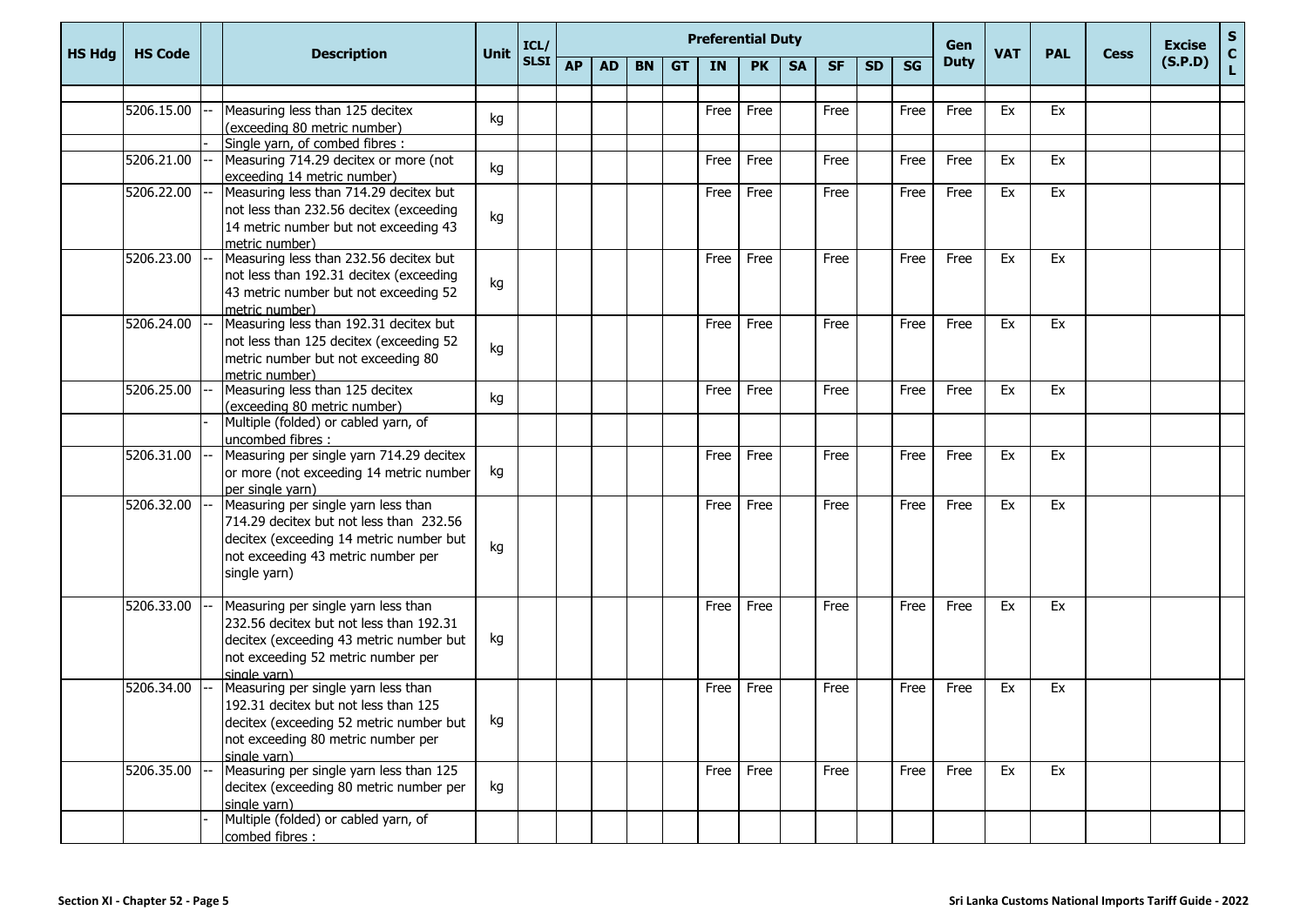| HS Hdg | HS Code | | Description | Unit | ICL/ SLSI | Preferential Duty | | | | | | | | | | Gen Duty | VAT | PAL | Cess | Excise (S.P.D) | S C L |
|---|---|---|---|---|---|---|---|---|---|---|---|---|---|---|---|---|---|---|---|---|---|
| | | | | | | AP | AD | BN | GT | IN | PK | SA | SF | SD | SG | | | | | | |
| | | | | | | | | | | | | | | | | | | | | | |
| | 5206.15.00 | -- | Measuring less than 125 decitex (exceeding 80 metric number) | kg | | | | | | Free | Free | | Free | | Free | Free | Ex | Ex | | | |
| | | - | Single yarn, of combed fibres : | | | | | | | | | | | | | | | | | | |
| | 5206.21.00 | -- | Measuring 714.29 decitex or more (not exceeding 14 metric number) | kg | | | | | | Free | Free | | Free | | Free | Free | Ex | Ex | | | |
| | 5206.22.00 | -- | Measuring less than 714.29 decitex but not less than 232.56 decitex (exceeding 14 metric number but not exceeding 43 metric number) | kg | | | | | | Free | Free | | Free | | Free | Free | Ex | Ex | | | |
| | 5206.23.00 | -- | Measuring less than 232.56 decitex but not less than 192.31 decitex (exceeding 43 metric number but not exceeding 52 metric number) | kg | | | | | | Free | Free | | Free | | Free | Free | Ex | Ex | | | |
| | 5206.24.00 | -- | Measuring less than 192.31 decitex but not less than 125 decitex (exceeding 52 metric number but not exceeding 80 metric number) | kg | | | | | | Free | Free | | Free | | Free | Free | Ex | Ex | | | |
| | 5206.25.00 | -- | Measuring less than 125 decitex (exceeding 80 metric number) | kg | | | | | | Free | Free | | Free | | Free | Free | Ex | Ex | | | |
| | | - | Multiple (folded) or cabled yarn, of uncombed fibres : | | | | | | | | | | | | | | | | | | |
| | 5206.31.00 | -- | Measuring per single yarn 714.29 decitex or more (not exceeding 14 metric number per single yarn) | kg | | | | | | Free | Free | | Free | | Free | Free | Ex | Ex | | | |
| | 5206.32.00 | -- | Measuring per single yarn less than 714.29 decitex but not less than 232.56 decitex (exceeding 14 metric number but not exceeding 43 metric number per single yarn) | kg | | | | | | Free | Free | | Free | | Free | Free | Ex | Ex | | | |
| | 5206.33.00 | -- | Measuring per single yarn less than 232.56 decitex but not less than 192.31 decitex (exceeding 43 metric number but not exceeding 52 metric number per single yarn) | kg | | | | | | Free | Free | | Free | | Free | Free | Ex | Ex | | | |
| | 5206.34.00 | -- | Measuring per single yarn less than 192.31 decitex but not less than 125 decitex (exceeding 52 metric number but not exceeding 80 metric number per single yarn) | kg | | | | | | Free | Free | | Free | | Free | Free | Ex | Ex | | | |
| | 5206.35.00 | -- | Measuring per single yarn less than 125 decitex (exceeding 80 metric number per single yarn) | kg | | | | | | Free | Free | | Free | | Free | Free | Ex | Ex | | | |
| | | - | Multiple (folded) or cabled yarn, of combed fibres : | | | | | | | | | | | | | | | | | | |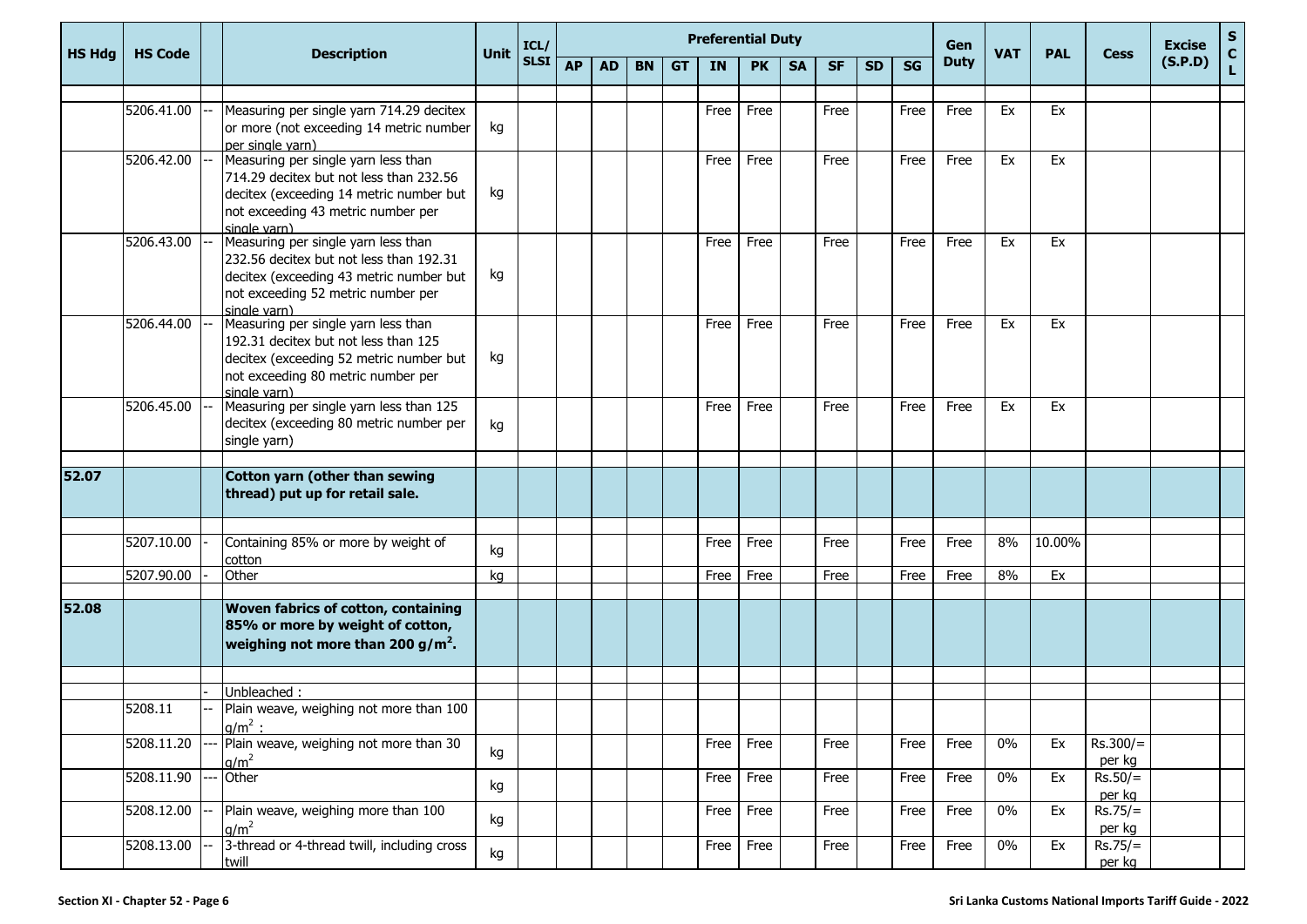| HS Hdg | HS Code | | Description | Unit | ICL/ SLSI | Preferential Duty | | | | | | | | | | Gen Duty | VAT | PAL | Cess | Excise (S.P.D) | S C L |
|---|---|---|---|---|---|---|---|---|---|---|---|---|---|---|---|---|---|---|---|---|---|
| | | | | | | AP | AD | BN | GT | IN | PK | SA | SF | SD | SG | | | | | | |
| | 5206.41.00 | -- | Measuring per single yarn 714.29 decitex or more (not exceeding 14 metric number per single yarn) | kg | | | | | | Free | Free | | Free | | Free | Free | Ex | Ex | | | |
| | 5206.42.00 | -- | Measuring per single yarn less than 714.29 decitex but not less than 232.56 decitex (exceeding 14 metric number but not exceeding 43 metric number per single yarn) | kg | | | | | | Free | Free | | Free | | Free | Free | Ex | Ex | | | |
| | 5206.43.00 | -- | Measuring per single yarn less than 232.56 decitex but not less than 192.31 decitex (exceeding 43 metric number but not exceeding 52 metric number per single yarn) | kg | | | | | | Free | Free | | Free | | Free | Free | Ex | Ex | | | |
| | 5206.44.00 | -- | Measuring per single yarn less than 192.31 decitex but not less than 125 decitex (exceeding 52 metric number but not exceeding 80 metric number per single yarn) | kg | | | | | | Free | Free | | Free | | Free | Free | Ex | Ex | | | |
| | 5206.45.00 | -- | Measuring per single yarn less than 125 decitex (exceeding 80 metric number per single yarn) | kg | | | | | | Free | Free | | Free | | Free | Free | Ex | Ex | | | |
| **52.07** | | | **Cotton yarn (other than sewing thread) put up for retail sale.** | | | | | | | | | | | | | | | | | | |
| | 5207.10.00 | - | Containing 85% or more by weight of cotton | kg | | | | | | Free | Free | | Free | | Free | Free | 8% | 10.00% | | | |
| | 5207.90.00 | - | Other | kg | | | | | | Free | Free | | Free | | Free | Free | 8% | Ex | | | |
| **52.08** | | | **Woven fabrics of cotton, containing 85% or more by weight of cotton, weighing not more than 200 g/m$^2$.** | | | | | | | | | | | | | | | | | | |
| | | - | Unbleached : | | | | | | | | | | | | | | | | | | |
| | 5208.11 | -- | Plain weave, weighing not more than 100 g/m$^2$ : | | | | | | | | | | | | | | | | | | |
| | 5208.11.20 | --- | Plain weave, weighing not more than 30 g/m$^2$ | kg | | | | | | Free | Free | | Free | | Free | Free | 0% | Ex | Rs.300/= per kg | | |
| | 5208.11.90 | --- | Other | kg | | | | | | Free | Free | | Free | | Free | Free | 0% | Ex | Rs.50/= per kg | | |
| | 5208.12.00 | -- | Plain weave, weighing more than 100 g/m$^2$ | kg | | | | | | Free | Free | | Free | | Free | Free | 0% | Ex | Rs.75/= per kg | | |
| | 5208.13.00 | -- | 3-thread or 4-thread twill, including cross twill | kg | | | | | | Free | Free | | Free | | Free | Free | 0% | Ex | Rs.75/= per kg | | |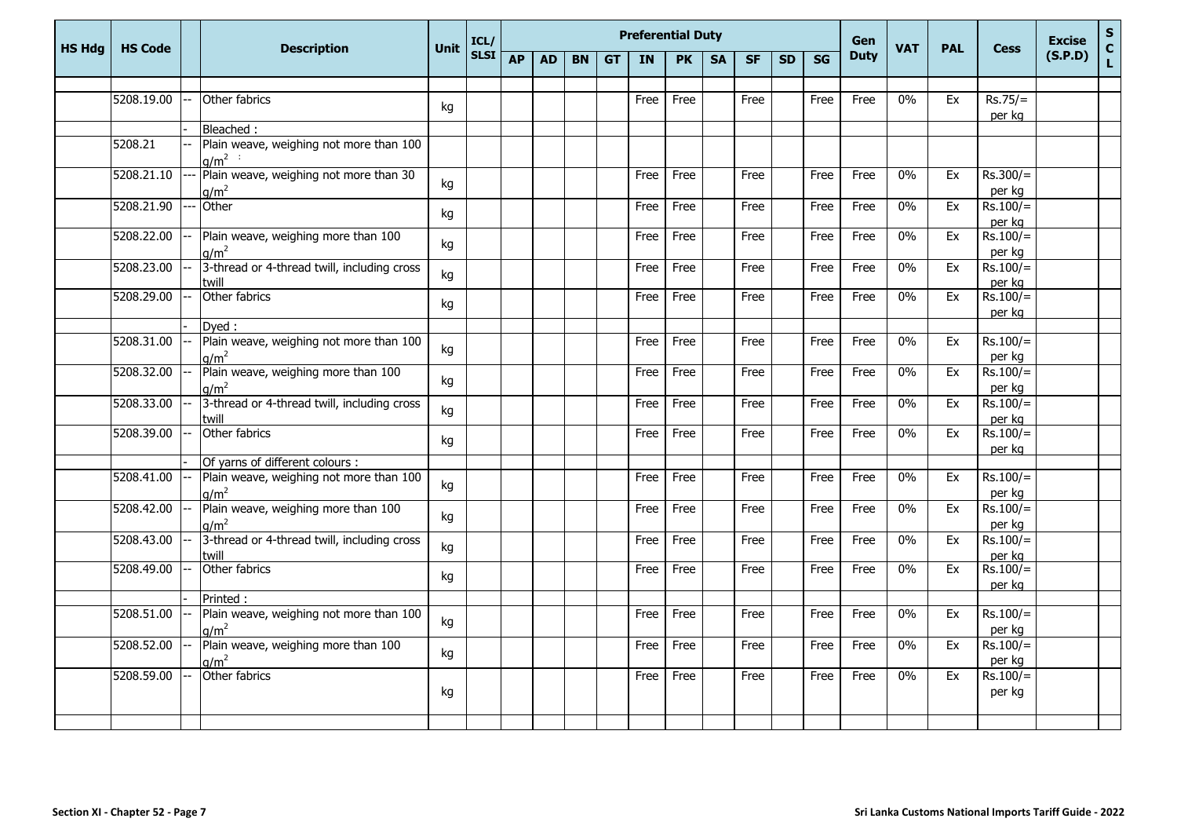| HS Hdg | HS Code | | Description | Unit | ICL/ SLSI | Preferential Duty | | | | | | | | | | Gen Duty | VAT | PAL | Cess | Excise (S.P.D) | S C L |
|---|---|---|---|---|---|---|---|---|---|---|---|---|---|---|---|---|---|---|---|---|---|
| | | | | | | AP | AD | BN | GT | IN | PK | SA | SF | SD | SG | | | | | | |
| | | | | | | | | | | | | | | | | | | | | | |
| | 5208.19.00 | -- | Other fabrics | kg | | | | | | Free | Free | | Free | | Free | Free | 0% | Ex | Rs.75/= per kg | | |
| | | - | Bleached : | | | | | | | | | | | | | | | | | | |
| | 5208.21 | -- | Plain weave, weighing not more than 100 $g/m^2$ : | | | | | | | | | | | | | | | | | | |
| | 5208.21.10 | --- | Plain weave, weighing not more than 30 $g/m^2$ | kg | | | | | | Free | Free | | Free | | Free | Free | 0% | Ex | Rs.300/= per kg | | |
| | 5208.21.90 | --- | Other | kg | | | | | | Free | Free | | Free | | Free | Free | 0% | Ex | Rs.100/= per kg | | |
| | 5208.22.00 | -- | Plain weave, weighing more than 100 $g/m^2$ | kg | | | | | | Free | Free | | Free | | Free | Free | 0% | Ex | Rs.100/= per kg | | |
| | 5208.23.00 | -- | 3-thread or 4-thread twill, including cross twill | kg | | | | | | Free | Free | | Free | | Free | Free | 0% | Ex | Rs.100/= per kg | | |
| | 5208.29.00 | -- | Other fabrics | kg | | | | | | Free | Free | | Free | | Free | Free | 0% | Ex | Rs.100/= per kg | | |
| | | - | Dyed : | | | | | | | | | | | | | | | | | | |
| | 5208.31.00 | -- | Plain weave, weighing not more than 100 $g/m^2$ | kg | | | | | | Free | Free | | Free | | Free | Free | 0% | Ex | Rs.100/= per kg | | |
| | 5208.32.00 | -- | Plain weave, weighing more than 100 $g/m^2$ | kg | | | | | | Free | Free | | Free | | Free | Free | 0% | Ex | Rs.100/= per kg | | |
| | 5208.33.00 | -- | 3-thread or 4-thread twill, including cross twill | kg | | | | | | Free | Free | | Free | | Free | Free | 0% | Ex | Rs.100/= per kg | | |
| | 5208.39.00 | -- | Other fabrics | kg | | | | | | Free | Free | | Free | | Free | Free | 0% | Ex | Rs.100/= per kg | | |
| | | - | Of yarns of different colours : | | | | | | | | | | | | | | | | | | |
| | 5208.41.00 | -- | Plain weave, weighing not more than 100 $g/m^2$ | kg | | | | | | Free | Free | | Free | | Free | Free | 0% | Ex | Rs.100/= per kg | | |
| | 5208.42.00 | -- | Plain weave, weighing more than 100 $g/m^2$ | kg | | | | | | Free | Free | | Free | | Free | Free | 0% | Ex | Rs.100/= per kg | | |
| | 5208.43.00 | -- | 3-thread or 4-thread twill, including cross twill | kg | | | | | | Free | Free | | Free | | Free | Free | 0% | Ex | Rs.100/= per kg | | |
| | 5208.49.00 | -- | Other fabrics | kg | | | | | | Free | Free | | Free | | Free | Free | 0% | Ex | Rs.100/= per kg | | |
| | | - | Printed : | | | | | | | | | | | | | | | | | | |
| | 5208.51.00 | -- | Plain weave, weighing not more than 100 $g/m^2$ | kg | | | | | | Free | Free | | Free | | Free | Free | 0% | Ex | Rs.100/= per kg | | |
| | 5208.52.00 | -- | Plain weave, weighing more than 100 $g/m^2$ | kg | | | | | | Free | Free | | Free | | Free | Free | 0% | Ex | Rs.100/= per kg | | |
| | 5208.59.00 | -- | Other fabrics | kg | | | | | | Free | Free | | Free | | Free | Free | 0% | Ex | Rs.100/= per kg | | |
| | | | | | | | | | | | | | | | | | | | | | |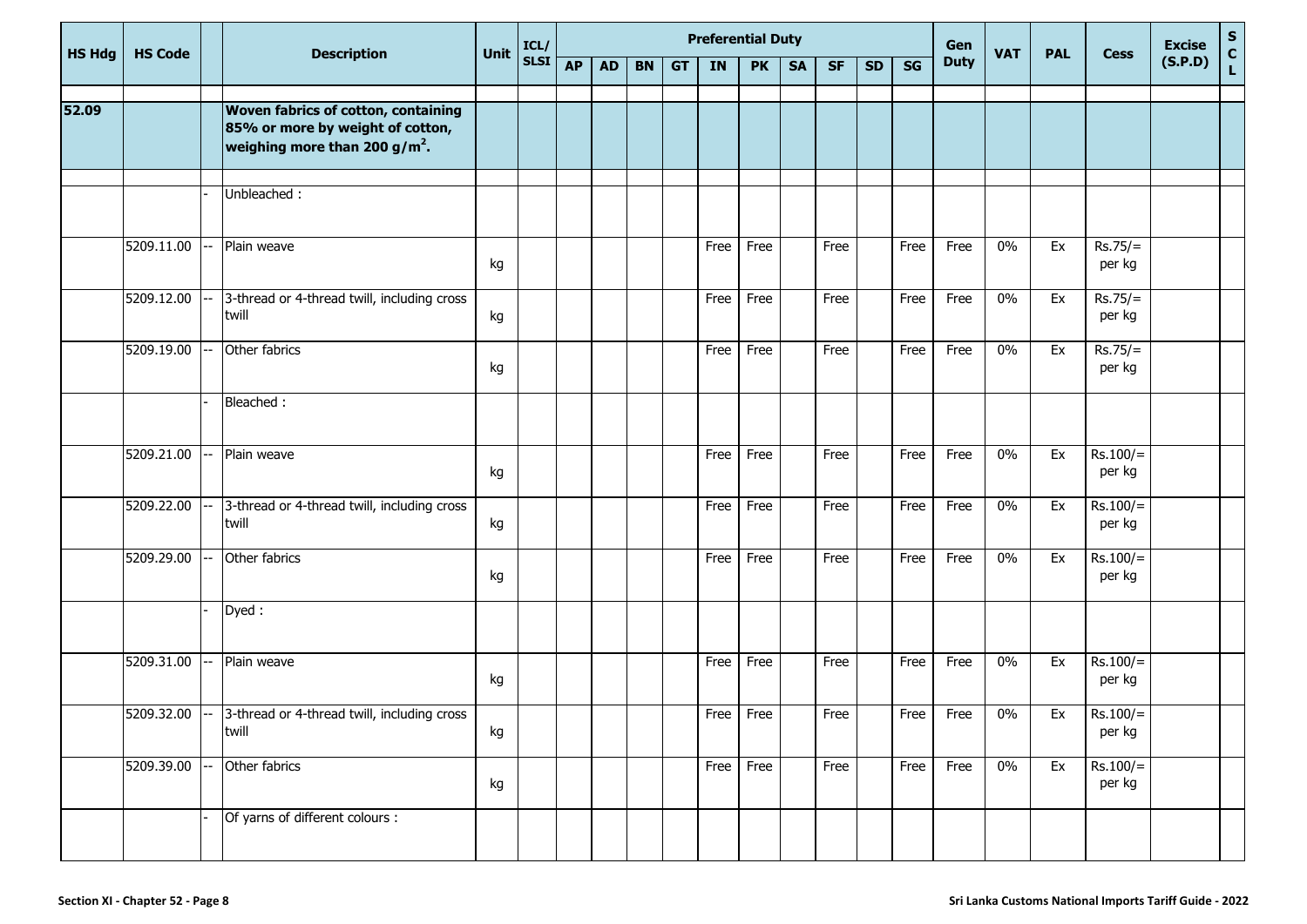| HS Hdg | HS Code | | Description | Unit | ICL/ SLSI | Preferential Duty | | | | | | | | | | Gen Duty | VAT | PAL | Cess | Excise (S.P.D) | S C L |
|---|---|---|---|---|---|---|---|---|---|---|---|---|---|---|---|---|---|---|---|---|---|
| | | | | | | AP | AD | BN | GT | IN | PK | SA | SF | SD | SG | | | | | | |
| 52.09 | | | **Woven fabrics of cotton, containing 85% or more by weight of cotton, weighing more than 200 g/m$^2$.** | | | | | | | | | | | | | | | | | | |
| | | - | Unbleached : | | | | | | | | | | | | | | | | | | |
| | 5209.11.00 | -- | Plain weave | kg | | | | | | Free | Free | | Free | | Free | Free | 0% | Ex | Rs.75/= per kg | | |
| | 5209.12.00 | -- | 3-thread or 4-thread twill, including cross twill | kg | | | | | | Free | Free | | Free | | Free | Free | 0% | Ex | Rs.75/= per kg | | |
| | 5209.19.00 | -- | Other fabrics | kg | | | | | | Free | Free | | Free | | Free | Free | 0% | Ex | Rs.75/= per kg | | |
| | | - | Bleached : | | | | | | | | | | | | | | | | | | |
| | 5209.21.00 | -- | Plain weave | kg | | | | | | Free | Free | | Free | | Free | Free | 0% | Ex | Rs.100/= per kg | | |
| | 5209.22.00 | -- | 3-thread or 4-thread twill, including cross twill | kg | | | | | | Free | Free | | Free | | Free | Free | 0% | Ex | Rs.100/= per kg | | |
| | 5209.29.00 | -- | Other fabrics | kg | | | | | | Free | Free | | Free | | Free | Free | 0% | Ex | Rs.100/= per kg | | |
| | | - | Dyed : | | | | | | | | | | | | | | | | | | |
| | 5209.31.00 | -- | Plain weave | kg | | | | | | Free | Free | | Free | | Free | Free | 0% | Ex | Rs.100/= per kg | | |
| | 5209.32.00 | -- | 3-thread or 4-thread twill, including cross twill | kg | | | | | | Free | Free | | Free | | Free | Free | 0% | Ex | Rs.100/= per kg | | |
| | 5209.39.00 | -- | Other fabrics | kg | | | | | | Free | Free | | Free | | Free | Free | 0% | Ex | Rs.100/= per kg | | |
| | | - | Of yarns of different colours : | | | | | | | | | | | | | | | | | | |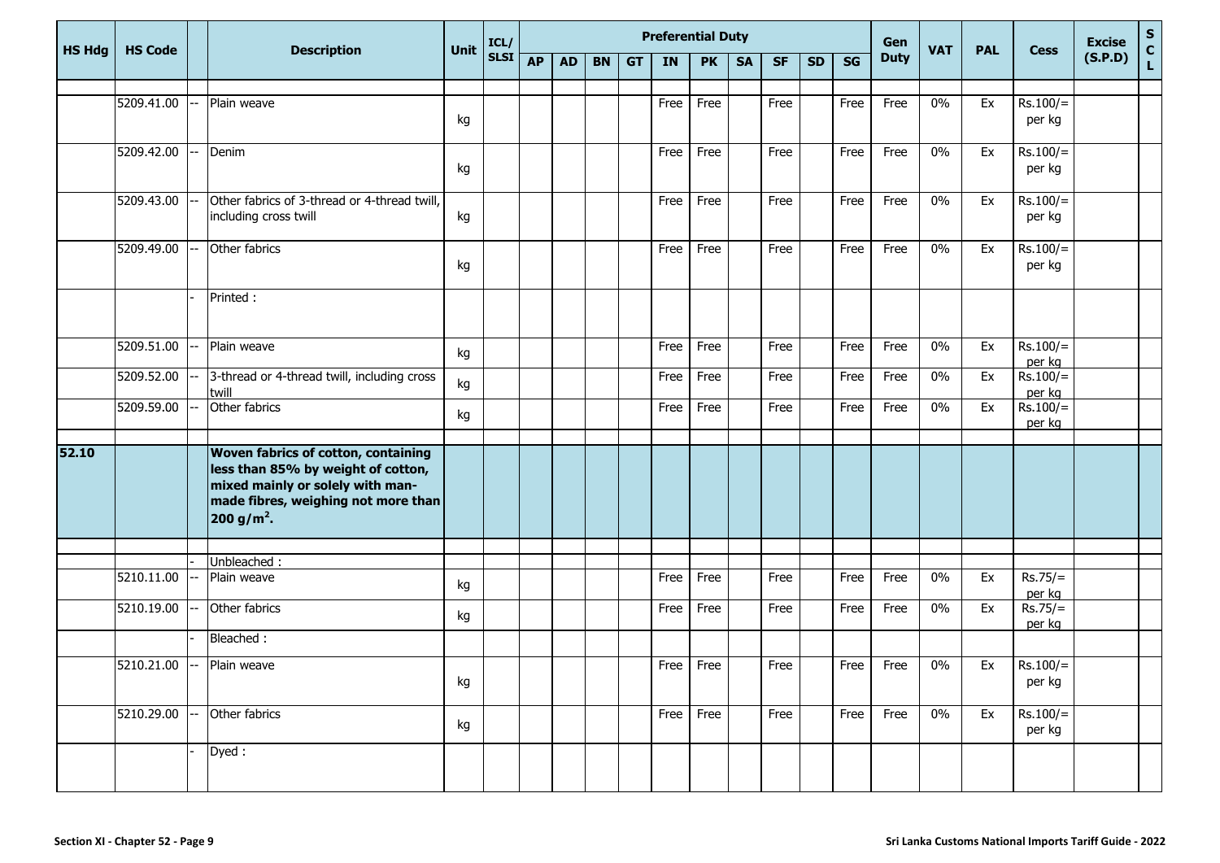| HS Hdg | HS Code | | Description | Unit | ICL/ SLSI | Preferential Duty | | | | | | | | | | Gen Duty | VAT | PAL | Cess | Excise (S.P.D) | S C L |
|---|---|---|---|---|---|---|---|---|---|---|---|---|---|---|---|---|---|---|---|---|---|
| | | | | | | AP | AD | BN | GT | IN | PK | SA | SF | SD | SG | | | | | | |
| | 5209.41.00 | -- | Plain weave | kg | | | | | | Free | Free | | Free | | Free | Free | 0% | Ex | Rs.100/= per kg | | |
| | 5209.42.00 | -- | Denim | kg | | | | | | Free | Free | | Free | | Free | Free | 0% | Ex | Rs.100/= per kg | | |
| | 5209.43.00 | -- | Other fabrics of 3-thread or 4-thread twill, including cross twill | kg | | | | | | Free | Free | | Free | | Free | Free | 0% | Ex | Rs.100/= per kg | | |
| | 5209.49.00 | -- | Other fabrics | kg | | | | | | Free | Free | | Free | | Free | Free | 0% | Ex | Rs.100/= per kg | | |
| | | - | Printed : | | | | | | | | | | | | | | | | | | |
| | 5209.51.00 | -- | Plain weave | kg | | | | | | Free | Free | | Free | | Free | Free | 0% | Ex | Rs.100/= per kg | | |
| | 5209.52.00 | -- | 3-thread or 4-thread twill, including cross twill | kg | | | | | | Free | Free | | Free | | Free | Free | 0% | Ex | Rs.100/= per kg | | |
| | 5209.59.00 | -- | Other fabrics | kg | | | | | | Free | Free | | Free | | Free | Free | 0% | Ex | Rs.100/= per kg | | |
| **52.10** | | | **Woven fabrics of cotton, containing less than 85% by weight of cotton, mixed mainly or solely with man-made fibres, weighing not more than 200 g/m$^2$.** | | | | | | | | | | | | | | | | | | |
| | | - | Unbleached : | | | | | | | | | | | | | | | | | | |
| | 5210.11.00 | -- | Plain weave | kg | | | | | | Free | Free | | Free | | Free | Free | 0% | Ex | Rs.75/= per kg | | |
| | 5210.19.00 | -- | Other fabrics | kg | | | | | | Free | Free | | Free | | Free | Free | 0% | Ex | Rs.75/= per kg | | |
| | | - | Bleached : | | | | | | | | | | | | | | | | | | |
| | 5210.21.00 | -- | Plain weave | kg | | | | | | Free | Free | | Free | | Free | Free | 0% | Ex | Rs.100/= per kg | | |
| | 5210.29.00 | -- | Other fabrics | kg | | | | | | Free | Free | | Free | | Free | Free | 0% | Ex | Rs.100/= per kg | | |
| | | - | Dyed : | | | | | | | | | | | | | | | | | | |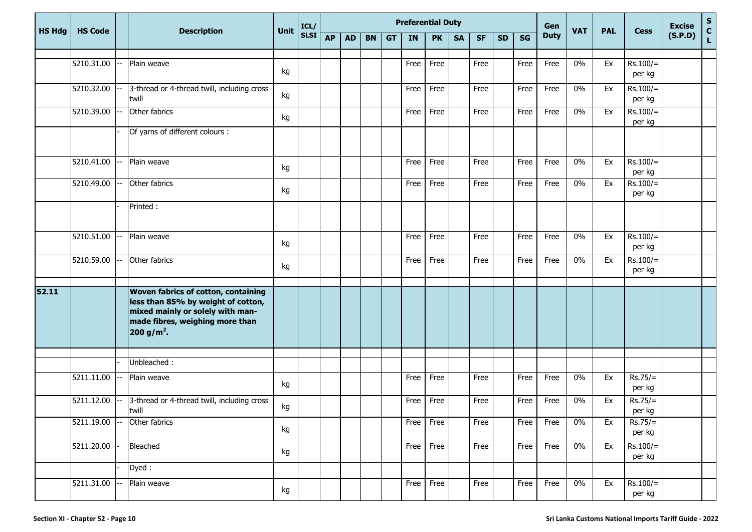| HS Hdg | HS Code | | Description | Unit | ICL/ SLSI | Preferential Duty | | | | | | | | | | Gen Duty | VAT | PAL | Cess | Excise (S.P.D) | S C L |
|---|---|---|---|---|---|---|---|---|---|---|---|---|---|---|---|---|---|---|---|---|---|
| | | | | | | AP | AD | BN | GT | IN | PK | SA | SF | SD | SG | | | | | | |
| | 5210.31.00 | -- | Plain weave | kg | | | | | | Free | Free | | Free | | Free | Free | 0% | Ex | Rs.100/= per kg | | |
| | 5210.32.00 | -- | 3-thread or 4-thread twill, including cross twill | kg | | | | | | Free | Free | | Free | | Free | Free | 0% | Ex | Rs.100/= per kg | | |
| | 5210.39.00 | -- | Other fabrics | kg | | | | | | Free | Free | | Free | | Free | Free | 0% | Ex | Rs.100/= per kg | | |
| | | - | Of yarns of different colours : | | | | | | | | | | | | | | | | | | |
| | 5210.41.00 | -- | Plain weave | kg | | | | | | Free | Free | | Free | | Free | Free | 0% | Ex | Rs.100/= per kg | | |
| | 5210.49.00 | -- | Other fabrics | kg | | | | | | Free | Free | | Free | | Free | Free | 0% | Ex | Rs.100/= per kg | | |
| | | - | Printed : | | | | | | | | | | | | | | | | | | |
| | 5210.51.00 | -- | Plain weave | kg | | | | | | Free | Free | | Free | | Free | Free | 0% | Ex | Rs.100/= per kg | | |
| | 5210.59.00 | -- | Other fabrics | kg | | | | | | Free | Free | | Free | | Free | Free | 0% | Ex | Rs.100/= per kg | | |
| **52.11** | | | **Woven fabrics of cotton, containing less than 85% by weight of cotton, mixed mainly or solely with man-made fibres, weighing more than 200 g/m$^2$.** | | | | | | | | | | | | | | | | | | |
| | | - | Unbleached : | | | | | | | | | | | | | | | | | | |
| | 5211.11.00 | -- | Plain weave | kg | | | | | | Free | Free | | Free | | Free | Free | 0% | Ex | Rs.75/= per kg | | |
| | 5211.12.00 | -- | 3-thread or 4-thread twill, including cross twill | kg | | | | | | Free | Free | | Free | | Free | Free | 0% | Ex | Rs.75/= per kg | | |
| | 5211.19.00 | -- | Other fabrics | kg | | | | | | Free | Free | | Free | | Free | Free | 0% | Ex | Rs.75/= per kg | | |
| | 5211.20.00 | - | Bleached | kg | | | | | | Free | Free | | Free | | Free | Free | 0% | Ex | Rs.100/= per kg | | |
| | | - | Dyed : | | | | | | | | | | | | | | | | | | |
| | 5211.31.00 | -- | Plain weave | kg | | | | | | Free | Free | | Free | | Free | Free | 0% | Ex | Rs.100/= per kg | | |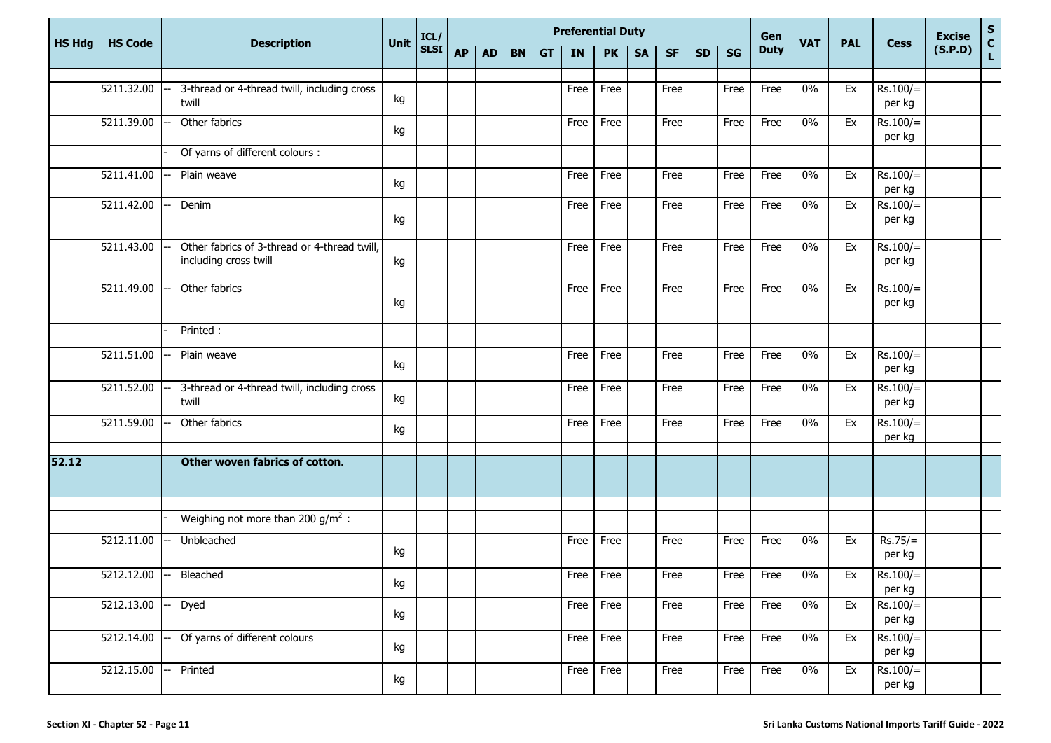| HS Hdg | HS Code | | Description | Unit | ICL/ SLSI | Preferential Duty | | | | | | | | | | Gen Duty | VAT | PAL | Cess | Excise (S.P.D) | S C L |
|---|---|---|---|---|---|---|---|---|---|---|---|---|---|---|---|---|---|---|---|---|---|
| | | | | | | AP | AD | BN | GT | IN | PK | SA | SF | SD | SG | | | | | | |
| | 5211.32.00 | -- | 3-thread or 4-thread twill, including cross twill | kg | | | | | | Free | Free | | Free | | Free | Free | 0% | Ex | Rs.100/= per kg | | |
| | 5211.39.00 | -- | Other fabrics | kg | | | | | | Free | Free | | Free | | Free | Free | 0% | Ex | Rs.100/= per kg | | |
| | | - | Of yarns of different colours : | | | | | | | | | | | | | | | | | | |
| | 5211.41.00 | -- | Plain weave | kg | | | | | | Free | Free | | Free | | Free | Free | 0% | Ex | Rs.100/= per kg | | |
| | 5211.42.00 | -- | Denim | kg | | | | | | Free | Free | | Free | | Free | Free | 0% | Ex | Rs.100/= per kg | | |
| | 5211.43.00 | -- | Other fabrics of 3-thread or 4-thread twill, including cross twill | kg | | | | | | Free | Free | | Free | | Free | Free | 0% | Ex | Rs.100/= per kg | | |
| | 5211.49.00 | -- | Other fabrics | kg | | | | | | Free | Free | | Free | | Free | Free | 0% | Ex | Rs.100/= per kg | | |
| | | - | Printed : | | | | | | | | | | | | | | | | | | |
| | 5211.51.00 | -- | Plain weave | kg | | | | | | Free | Free | | Free | | Free | Free | 0% | Ex | Rs.100/= per kg | | |
| | 5211.52.00 | -- | 3-thread or 4-thread twill, including cross twill | kg | | | | | | Free | Free | | Free | | Free | Free | 0% | Ex | Rs.100/= per kg | | |
| | 5211.59.00 | -- | Other fabrics | kg | | | | | | Free | Free | | Free | | Free | Free | 0% | Ex | Rs.100/= per kg | | |
| **52.12** | | | **Other woven fabrics of cotton.** | | | | | | | | | | | | | | | | | | |
| | | - | Weighing not more than 200 g/m$^2$ : | | | | | | | | | | | | | | | | | | |
| | 5212.11.00 | -- | Unbleached | kg | | | | | | Free | Free | | Free | | Free | Free | 0% | Ex | Rs.75/= per kg | | |
| | 5212.12.00 | -- | Bleached | kg | | | | | | Free | Free | | Free | | Free | Free | 0% | Ex | Rs.100/= per kg | | |
| | 5212.13.00 | -- | Dyed | kg | | | | | | Free | Free | | Free | | Free | Free | 0% | Ex | Rs.100/= per kg | | |
| | 5212.14.00 | -- | Of yarns of different colours | kg | | | | | | Free | Free | | Free | | Free | Free | 0% | Ex | Rs.100/= per kg | | |
| | 5212.15.00 | -- | Printed | kg | | | | | | Free | Free | | Free | | Free | Free | 0% | Ex | Rs.100/= per kg | | |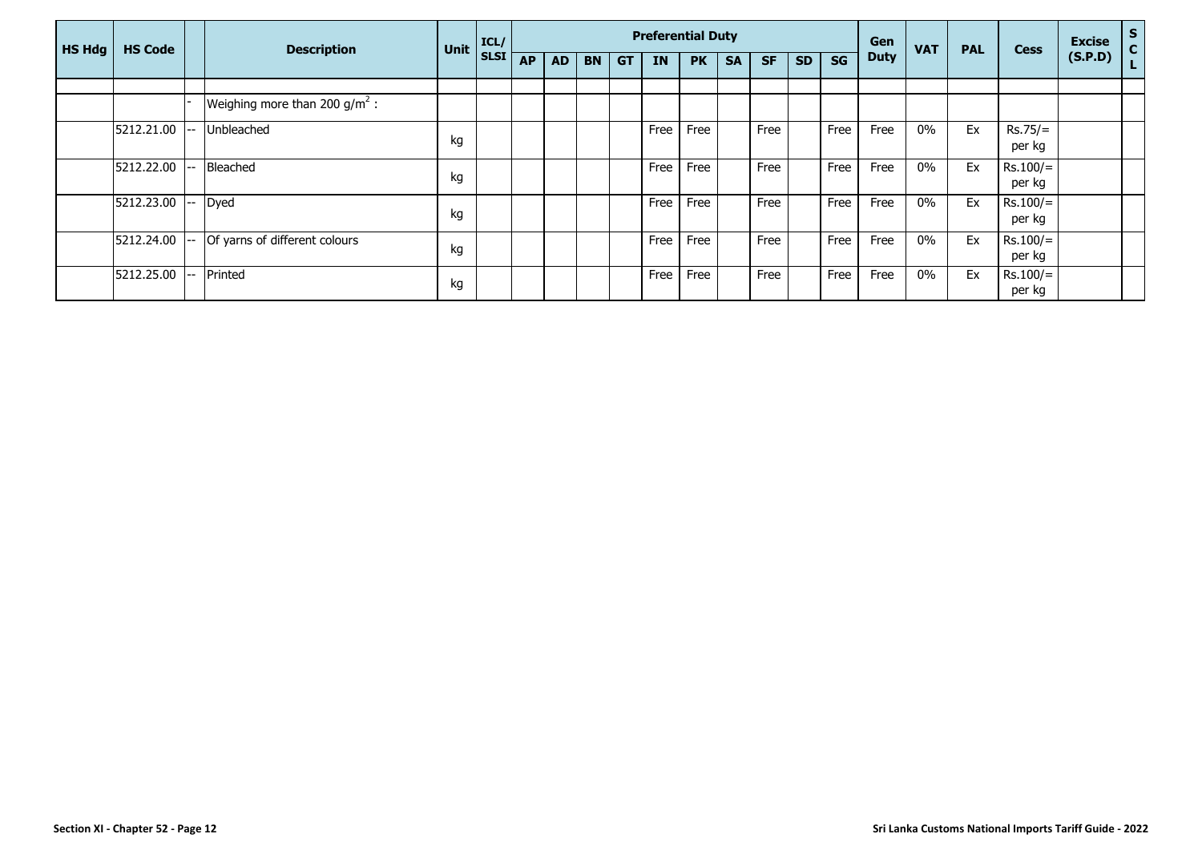| HS Hdg | HS Code | | Description | Unit | ICL/ SLSI | Preferential Duty | | | | | | | | | | Gen Duty | VAT | PAL | Cess | Excise (S.P.D) | S C L |
|---|---|---|---|---|---|---|---|---|---|---|---|---|---|---|---|---|---|---|---|---|---|
| | | | | | | AP | AD | BN | GT | IN | PK | SA | SF | SD | SG | | | | | | |
| | | | | | | | | | | | | | | | | | | | | | |
| | | - | Weighing more than 200 $g/m^2$ : | | | | | | | | | | | | | | | | | | |
| | 5212.21.00 | -- | Unbleached | kg | | | | | | Free | Free | | Free | | Free | Free | 0% | Ex | Rs.75/= per kg | | |
| | 5212.22.00 | -- | Bleached | kg | | | | | | Free | Free | | Free | | Free | Free | 0% | Ex | Rs.100/= per kg | | |
| | 5212.23.00 | -- | Dyed | kg | | | | | | Free | Free | | Free | | Free | Free | 0% | Ex | Rs.100/= per kg | | |
| | 5212.24.00 | -- | Of yarns of different colours | kg | | | | | | Free | Free | | Free | | Free | Free | 0% | Ex | Rs.100/= per kg | | |
| | 5212.25.00 | -- | Printed | kg | | | | | | Free | Free | | Free | | Free | Free | 0% | Ex | Rs.100/= per kg | | |